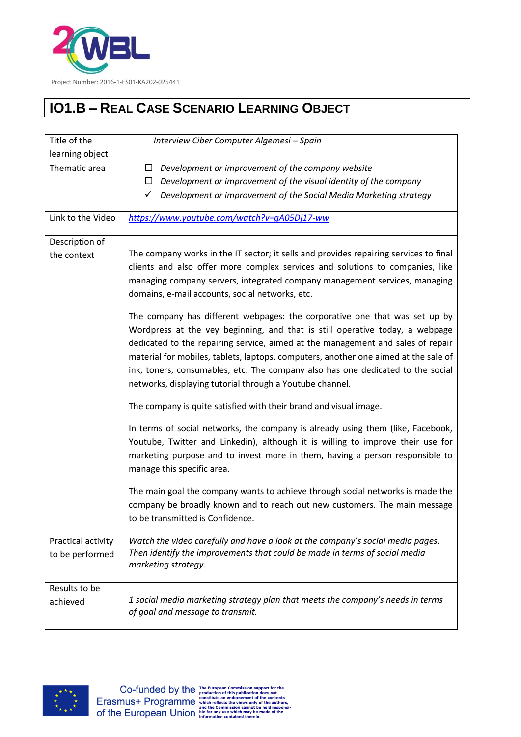Project Number: 2016-1-ES01-KA202-025441

# IO1.B – Real Case Scenario Learning Object

| Title of the learning object | *Interview Ciber Computer Algemesi – Spain* |
|---|---|
| Thematic area | ☐ *Development or improvement of the company website*<br>☐ *Development or improvement of the visual identity of the company*<br>✓ *Development or improvement of the Social Media Marketing strategy* |
| Link to the Video | *https://www.youtube.com/watch?v=gA05Dj17-ww* |
| Description of the context | The company works in the IT sector; it sells and provides repairing services to final clients and also offer more complex services and solutions to companies, like managing company servers, integrated company management services, managing domains, e-mail accounts, social networks, etc.<br><br>The company has different webpages: the corporative one that was set up by Wordpress at the vey beginning, and that is still operative today, a webpage dedicated to the repairing service, aimed at the management and sales of repair material for mobiles, tablets, laptops, computers, another one aimed at the sale of ink, toners, consumables, etc. The company also has one dedicated to the social networks, displaying tutorial through a Youtube channel.<br><br>The company is quite satisfied with their brand and visual image.<br><br>In terms of social networks, the company is already using them (like, Facebook, Youtube, Twitter and Linkedin), although it is willing to improve their use for marketing purpose and to invest more in them, having a person responsible to manage this specific area.<br><br>The main goal the company wants to achieve through social networks is made the company be broadly known and to reach out new customers. The main message to be transmitted is Confidence. |
| Practical activity to be performed | *Watch the video carefully and have a look at the company's social media pages. Then identify the improvements that could be made in terms of social media marketing strategy.* |
| Results to be achieved | *1 social media marketing strategy plan that meets the company's needs in terms of goal and message to transmit.* |

Co-funded by the Erasmus+ Programme of the European Union

The European Commission support for the production of this publication does not constitute an endorsement of the contents which reflects the views only of the authors, and the Commission cannot be held responsible for any use which may be made of the information contained therein.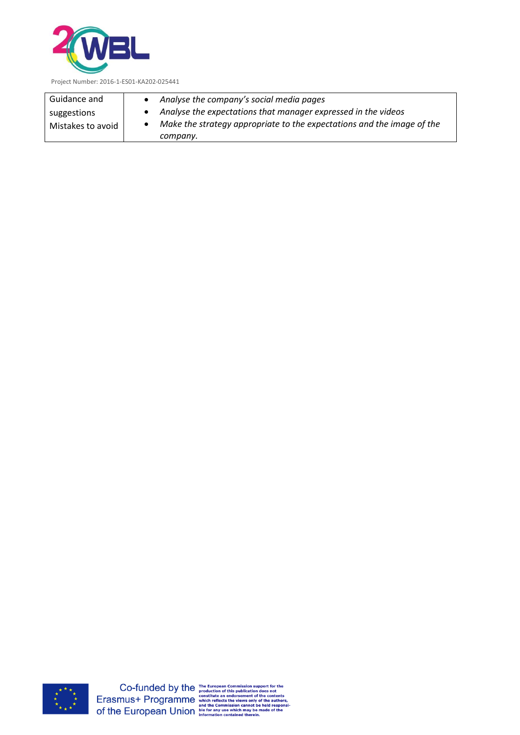| | |
|---|---|
| Guidance and suggestions<br>Mistakes to avoid | • *Analyse the company's social media pages*<br>• *Analyse the expectations that manager expressed in the videos*<br>• *Make the strategy appropriate to the expectations and the image of the company.* |